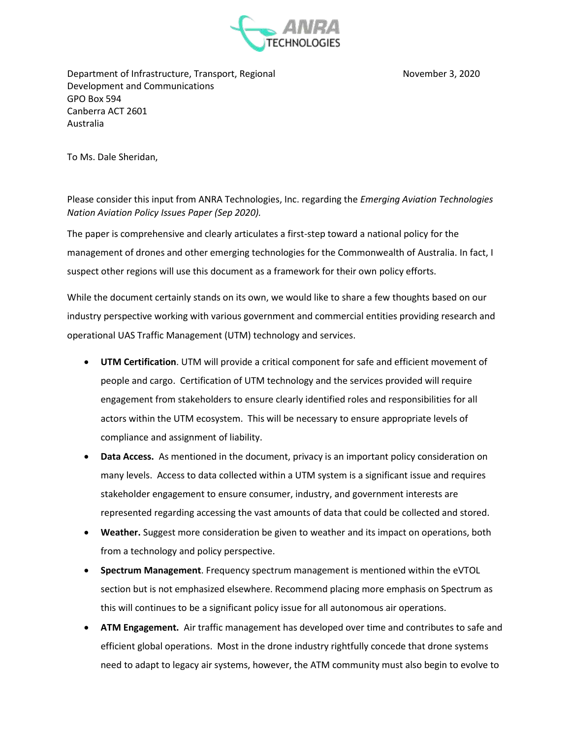Department of Infrastructure, Transport, Regional Development and Communications
GPO Box 594
Canberra ACT 2601
Australia

November 3, 2020

To Ms. Dale Sheridan,

Please consider this input from ANRA Technologies, Inc. regarding the *Emerging Aviation Technologies Nation Aviation Policy Issues Paper (Sep 2020).*

The paper is comprehensive and clearly articulates a first-step toward a national policy for the management of drones and other emerging technologies for the Commonwealth of Australia. In fact, I suspect other regions will use this document as a framework for their own policy efforts.

While the document certainly stands on its own, we would like to share a few thoughts based on our industry perspective working with various government and commercial entities providing research and operational UAS Traffic Management (UTM) technology and services.

- **UTM Certification**. UTM will provide a critical component for safe and efficient movement of people and cargo. Certification of UTM technology and the services provided will require engagement from stakeholders to ensure clearly identified roles and responsibilities for all actors within the UTM ecosystem. This will be necessary to ensure appropriate levels of compliance and assignment of liability.
- **Data Access.** As mentioned in the document, privacy is an important policy consideration on many levels. Access to data collected within a UTM system is a significant issue and requires stakeholder engagement to ensure consumer, industry, and government interests are represented regarding accessing the vast amounts of data that could be collected and stored.
- **Weather.** Suggest more consideration be given to weather and its impact on operations, both from a technology and policy perspective.
- **Spectrum Management**. Frequency spectrum management is mentioned within the eVTOL section but is not emphasized elsewhere. Recommend placing more emphasis on Spectrum as this will continues to be a significant policy issue for all autonomous air operations.
- **ATM Engagement.** Air traffic management has developed over time and contributes to safe and efficient global operations. Most in the drone industry rightfully concede that drone systems need to adapt to legacy air systems, however, the ATM community must also begin to evolve to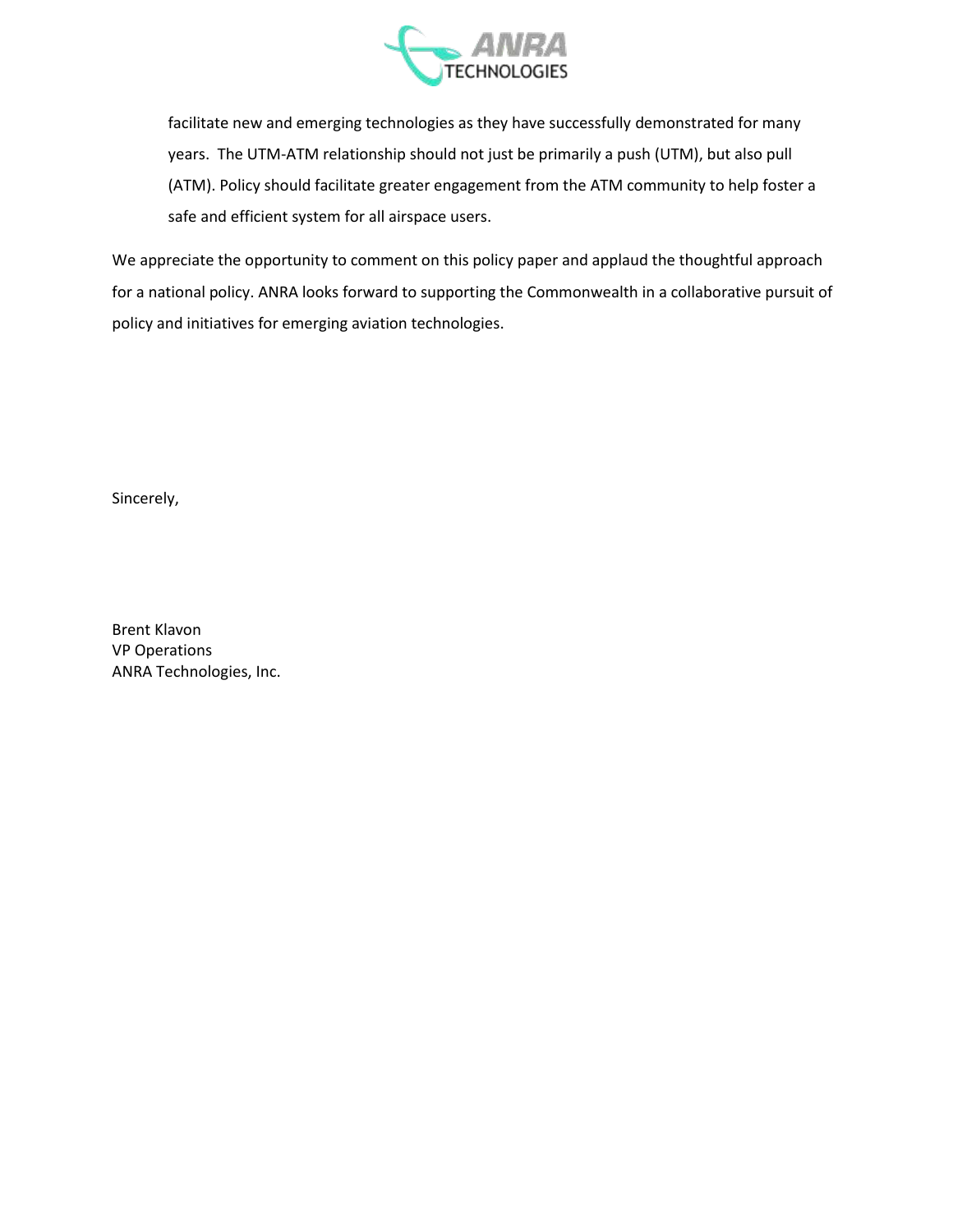facilitate new and emerging technologies as they have successfully demonstrated for many years. The UTM-ATM relationship should not just be primarily a push (UTM), but also pull (ATM). Policy should facilitate greater engagement from the ATM community to help foster a safe and efficient system for all airspace users.

We appreciate the opportunity to comment on this policy paper and applaud the thoughtful approach for a national policy. ANRA looks forward to supporting the Commonwealth in a collaborative pursuit of policy and initiatives for emerging aviation technologies.

Sincerely,

Brent Klavon  
VP Operations  
ANRA Technologies, Inc.